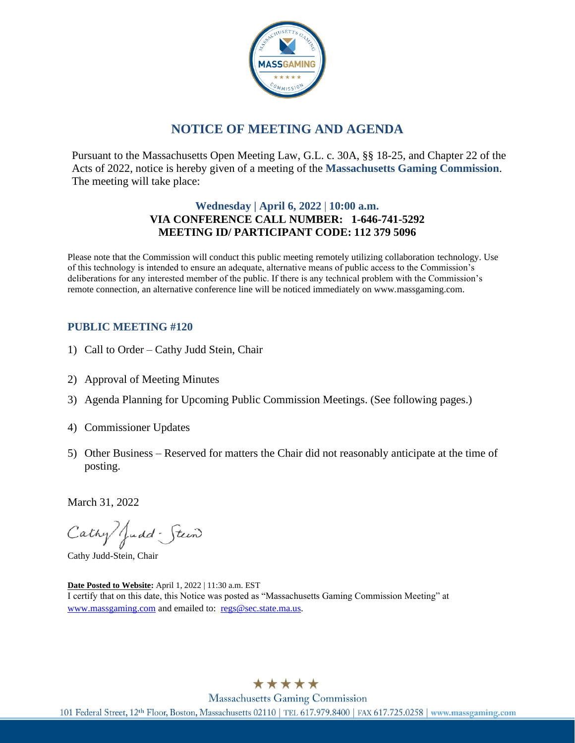# NOTICE OF MEETING AND AGENDA

Pursuant to the Massachusetts Open Meeting Law, G.L. c. 30A, §§ 18-25, and Chapter 22 of the Acts of 2022, notice is hereby given of a meeting of the **Massachusetts Gaming Commission**. The meeting will take place:

**Wednesday | April 6, 2022 | 10:00 a.m.**
**VIA CONFERENCE CALL NUMBER: 1-646-741-5292**
**MEETING ID/ PARTICIPANT CODE: 112 379 5096**

Please note that the Commission will conduct this public meeting remotely utilizing collaboration technology. Use of this technology is intended to ensure an adequate, alternative means of public access to the Commission's deliberations for any interested member of the public. If there is any technical problem with the Commission's remote connection, an alternative conference line will be noticed immediately on www.massgaming.com.

## PUBLIC MEETING #120

1) Call to Order – Cathy Judd Stein, Chair
2) Approval of Meeting Minutes
3) Agenda Planning for Upcoming Public Commission Meetings. (See following pages.)
4) Commissioner Updates
5) Other Business – Reserved for matters the Chair did not reasonably anticipate at the time of posting.

March 31, 2022

Cathy Judd-Stein, Chair

**Date Posted to Website:** April 1, 2022 | 11:30 a.m. EST
I certify that on this date, this Notice was posted as "Massachusetts Gaming Commission Meeting" at www.massgaming.com and emailed to: regs@sec.state.ma.us.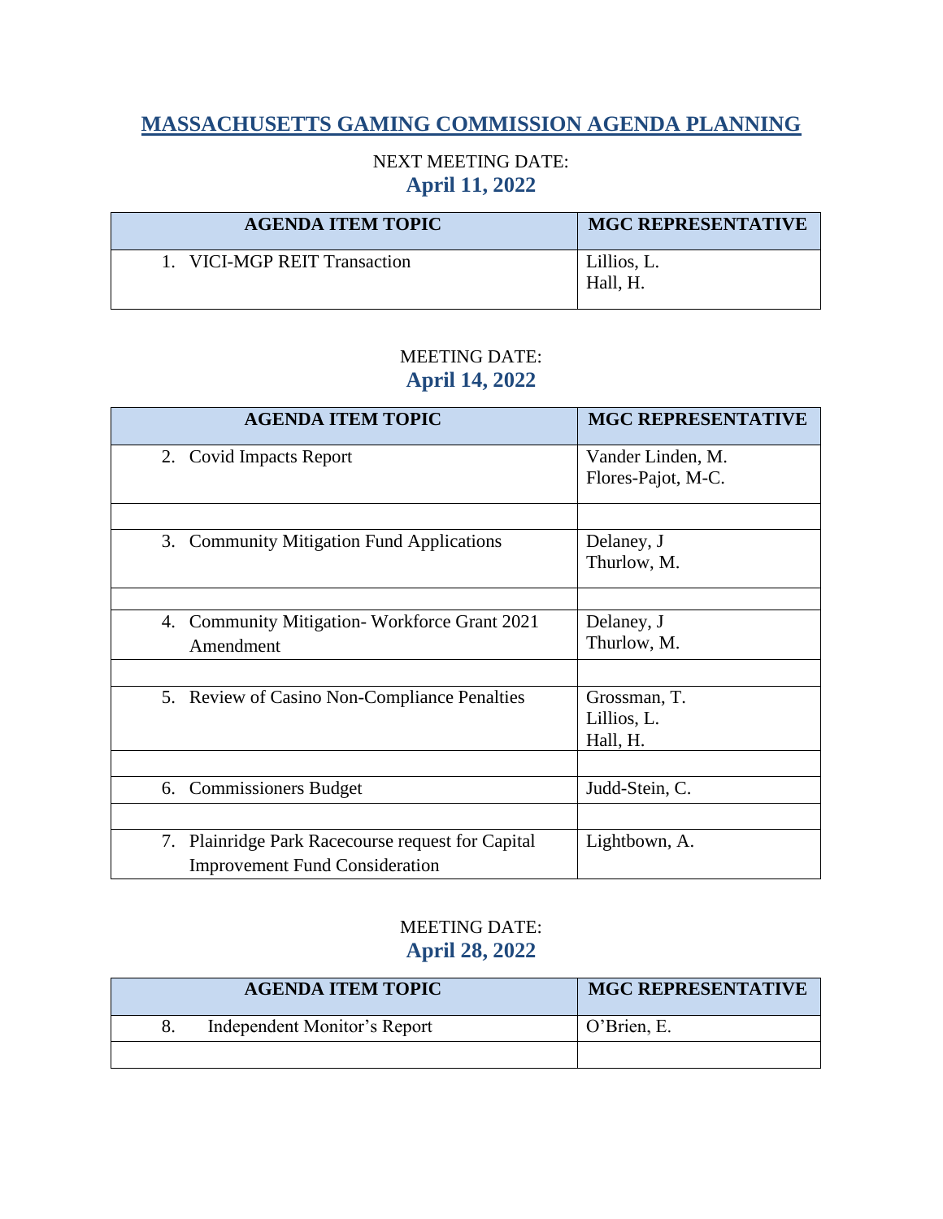# MASSACHUSETTS GAMING COMMISSION AGENDA PLANNING

NEXT MEETING DATE:
**April 11, 2022**

| AGENDA ITEM TOPIC | MGC REPRESENTATIVE |
| --- | --- |
| 1. VICI-MGP REIT Transaction | Lillios, L.<br>Hall, H. |

MEETING DATE:
**April 14, 2022**

| AGENDA ITEM TOPIC | MGC REPRESENTATIVE |
| --- | --- |
| 2. Covid Impacts Report | Vander Linden, M.<br>Flores-Pajot, M-C. |
| | |
| 3. Community Mitigation Fund Applications | Delaney, J<br>Thurlow, M. |
| | |
| 4. Community Mitigation- Workforce Grant 2021 Amendment | Delaney, J<br>Thurlow, M. |
| | |
| 5. Review of Casino Non-Compliance Penalties | Grossman, T.<br>Lillios, L.<br>Hall, H. |
| | |
| 6. Commissioners Budget | Judd-Stein, C. |
| | |
| 7. Plainridge Park Racecourse request for Capital Improvement Fund Consideration | Lightbown, A. |

MEETING DATE:
**April 28, 2022**

| AGENDA ITEM TOPIC | MGC REPRESENTATIVE |
| --- | --- |
| 8. Independent Monitor's Report | O'Brien, E. |
| | |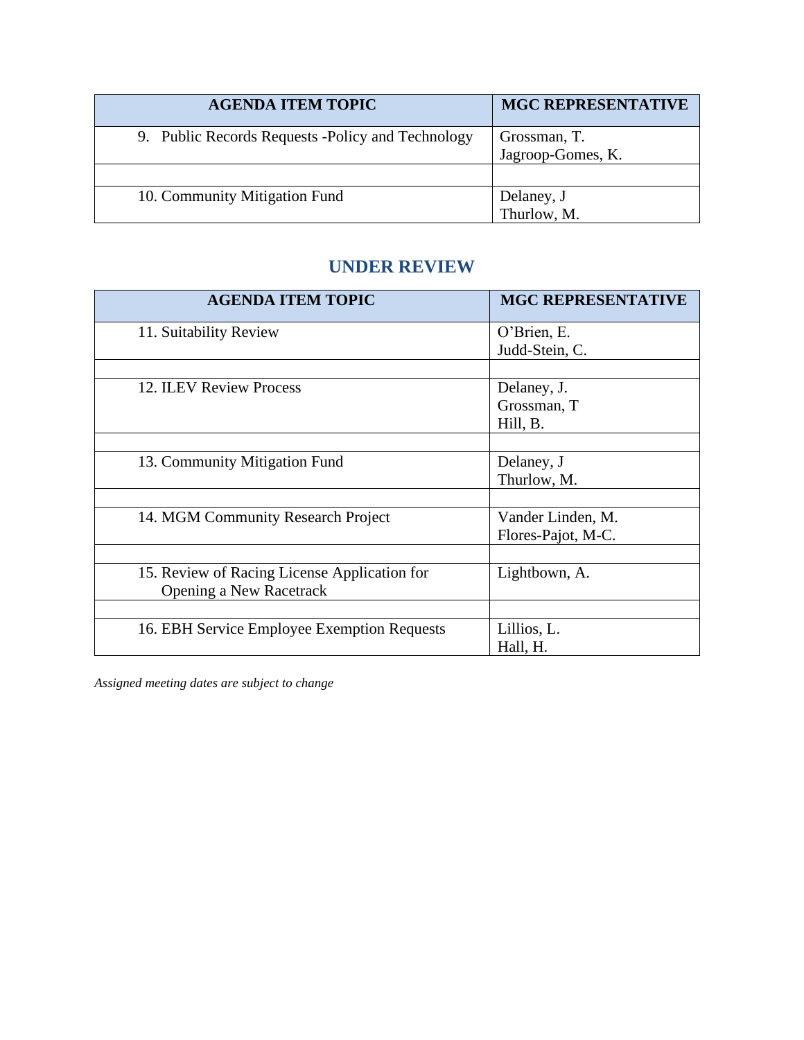| AGENDA ITEM TOPIC | MGC REPRESENTATIVE |
| --- | --- |
| 9. Public Records Requests -Policy and Technology | Grossman, T.<br>Jagroop-Gomes, K. |
| | |
| 10. Community Mitigation Fund | Delaney, J<br>Thurlow, M. |

## UNDER REVIEW

| AGENDA ITEM TOPIC | MGC REPRESENTATIVE |
| --- | --- |
| 11. Suitability Review | O'Brien, E.<br>Judd-Stein, C. |
| | |
| 12. ILEV Review Process | Delaney, J.<br>Grossman, T<br>Hill, B. |
| | |
| 13. Community Mitigation Fund | Delaney, J<br>Thurlow, M. |
| | |
| 14. MGM Community Research Project | Vander Linden, M.<br>Flores-Pajot, M-C. |
| | |
| 15. Review of Racing License Application for Opening a New Racetrack | Lightbown, A. |
| | |
| 16. EBH Service Employee Exemption Requests | Lillios, L.<br>Hall, H. |

*Assigned meeting dates are subject to change*